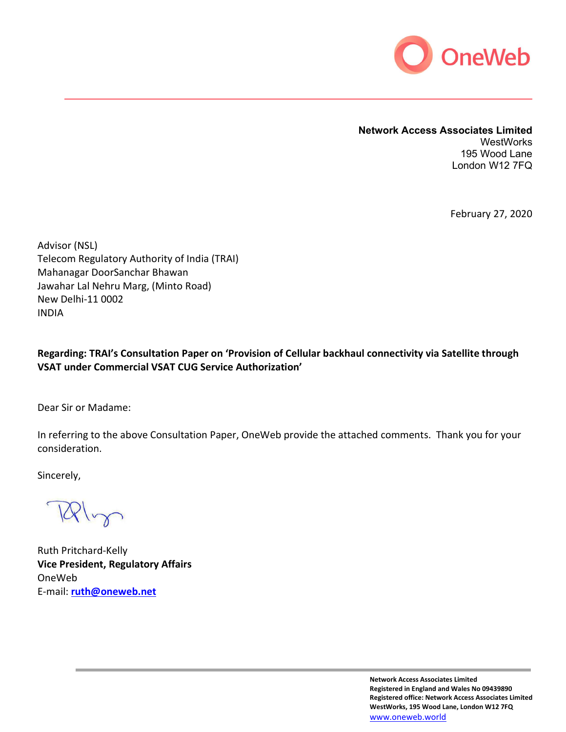**Network Access Associates Limited**
WestWorks
195 Wood Lane
London W12 7FQ

February 27, 2020

Advisor (NSL)
Telecom Regulatory Authority of India (TRAI)
Mahanagar DoorSanchar Bhawan
Jawahar Lal Nehru Marg, (Minto Road)
New Delhi-11 0002
INDIA

**Regarding: TRAI's Consultation Paper on 'Provision of Cellular backhaul connectivity via Satellite through VSAT under Commercial VSAT CUG Service Authorization'**

Dear Sir or Madame:

In referring to the above Consultation Paper, OneWeb provide the attached comments. Thank you for your consideration.

Sincerely,

Ruth Pritchard-Kelly
**Vice President, Regulatory Affairs**
OneWeb
E-mail: **ruth@oneweb.net**

**Network Access Associates Limited**
**Registered in England and Wales No 09439890**
**Registered office: Network Access Associates Limited**
**WestWorks, 195 Wood Lane, London W12 7FQ**
www.oneweb.world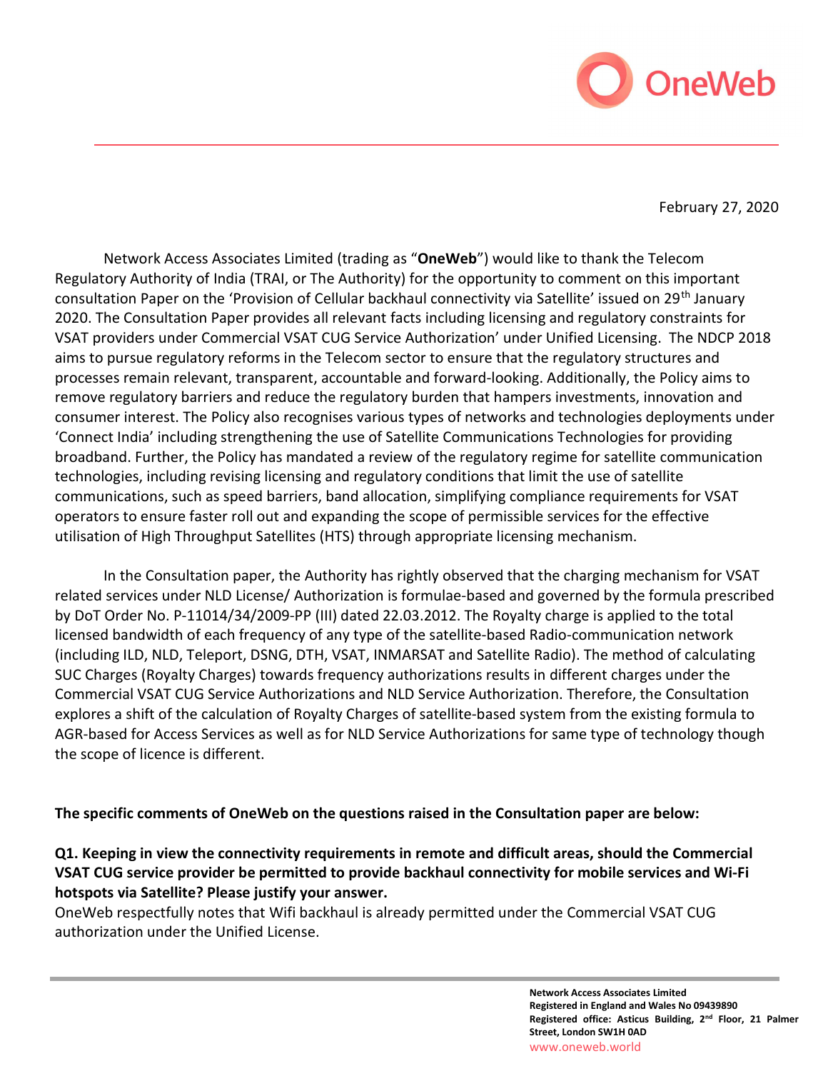February 27, 2020

Network Access Associates Limited (trading as "**OneWeb**") would like to thank the Telecom Regulatory Authority of India (TRAI, or The Authority) for the opportunity to comment on this important consultation Paper on the 'Provision of Cellular backhaul connectivity via Satellite' issued on 29th January 2020. The Consultation Paper provides all relevant facts including licensing and regulatory constraints for VSAT providers under Commercial VSAT CUG Service Authorization' under Unified Licensing. The NDCP 2018 aims to pursue regulatory reforms in the Telecom sector to ensure that the regulatory structures and processes remain relevant, transparent, accountable and forward-looking. Additionally, the Policy aims to remove regulatory barriers and reduce the regulatory burden that hampers investments, innovation and consumer interest. The Policy also recognises various types of networks and technologies deployments under 'Connect India' including strengthening the use of Satellite Communications Technologies for providing broadband. Further, the Policy has mandated a review of the regulatory regime for satellite communication technologies, including revising licensing and regulatory conditions that limit the use of satellite communications, such as speed barriers, band allocation, simplifying compliance requirements for VSAT operators to ensure faster roll out and expanding the scope of permissible services for the effective utilisation of High Throughput Satellites (HTS) through appropriate licensing mechanism.

In the Consultation paper, the Authority has rightly observed that the charging mechanism for VSAT related services under NLD License/ Authorization is formulae-based and governed by the formula prescribed by DoT Order No. P-11014/34/2009-PP (III) dated 22.03.2012. The Royalty charge is applied to the total licensed bandwidth of each frequency of any type of the satellite-based Radio-communication network (including ILD, NLD, Teleport, DSNG, DTH, VSAT, INMARSAT and Satellite Radio). The method of calculating SUC Charges (Royalty Charges) towards frequency authorizations results in different charges under the Commercial VSAT CUG Service Authorizations and NLD Service Authorization. Therefore, the Consultation explores a shift of the calculation of Royalty Charges of satellite-based system from the existing formula to AGR-based for Access Services as well as for NLD Service Authorizations for same type of technology though the scope of licence is different.

**The specific comments of OneWeb on the questions raised in the Consultation paper are below:**

**Q1. Keeping in view the connectivity requirements in remote and difficult areas, should the Commercial VSAT CUG service provider be permitted to provide backhaul connectivity for mobile services and Wi-Fi hotspots via Satellite? Please justify your answer.**

OneWeb respectfully notes that Wifi backhaul is already permitted under the Commercial VSAT CUG authorization under the Unified License.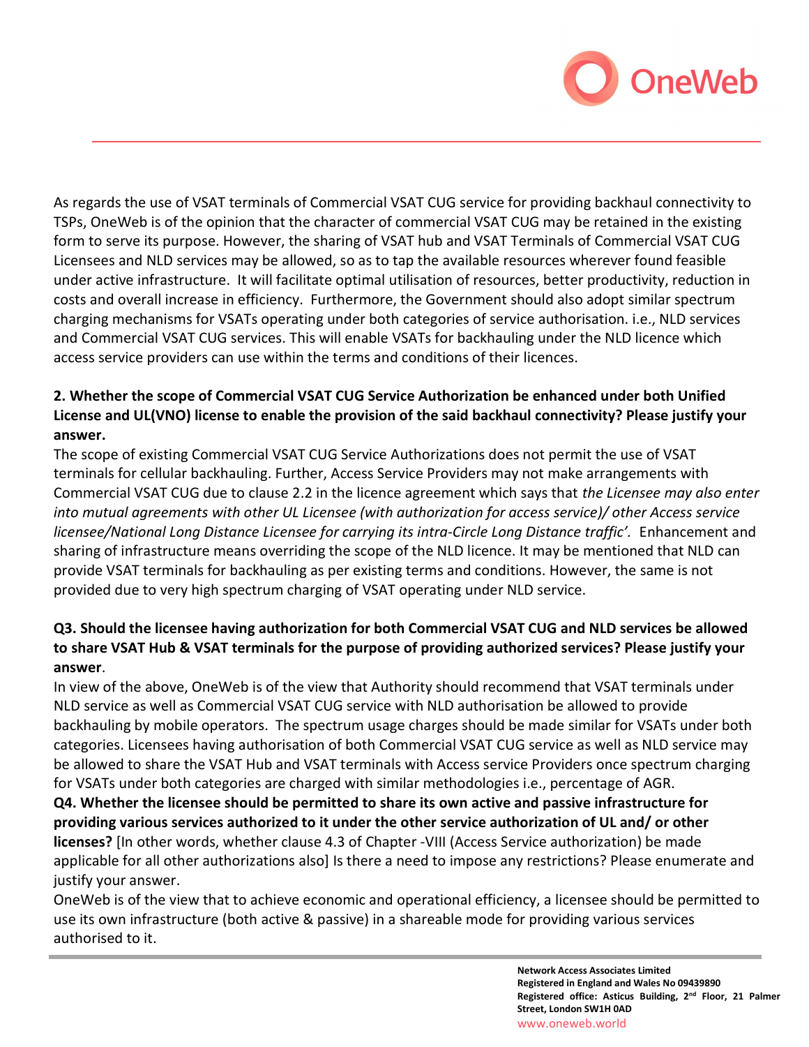As regards the use of VSAT terminals of Commercial VSAT CUG service for providing backhaul connectivity to TSPs, OneWeb is of the opinion that the character of commercial VSAT CUG may be retained in the existing form to serve its purpose. However, the sharing of VSAT hub and VSAT Terminals of Commercial VSAT CUG Licensees and NLD services may be allowed, so as to tap the available resources wherever found feasible under active infrastructure. It will facilitate optimal utilisation of resources, better productivity, reduction in costs and overall increase in efficiency. Furthermore, the Government should also adopt similar spectrum charging mechanisms for VSATs operating under both categories of service authorisation. i.e., NLD services and Commercial VSAT CUG services. This will enable VSATs for backhauling under the NLD licence which access service providers can use within the terms and conditions of their licences.

**2. Whether the scope of Commercial VSAT CUG Service Authorization be enhanced under both Unified License and UL(VNO) license to enable the provision of the said backhaul connectivity? Please justify your answer.**

The scope of existing Commercial VSAT CUG Service Authorizations does not permit the use of VSAT terminals for cellular backhauling. Further, Access Service Providers may not make arrangements with Commercial VSAT CUG due to clause 2.2 in the licence agreement which says that *the Licensee may also enter into mutual agreements with other UL Licensee (with authorization for access service)/ other Access service licensee/National Long Distance Licensee for carrying its intra-Circle Long Distance traffic'.* Enhancement and sharing of infrastructure means overriding the scope of the NLD licence. It may be mentioned that NLD can provide VSAT terminals for backhauling as per existing terms and conditions. However, the same is not provided due to very high spectrum charging of VSAT operating under NLD service.

**Q3. Should the licensee having authorization for both Commercial VSAT CUG and NLD services be allowed to share VSAT Hub & VSAT terminals for the purpose of providing authorized services? Please justify your answer**.

In view of the above, OneWeb is of the view that Authority should recommend that VSAT terminals under NLD service as well as Commercial VSAT CUG service with NLD authorisation be allowed to provide backhauling by mobile operators. The spectrum usage charges should be made similar for VSATs under both categories. Licensees having authorisation of both Commercial VSAT CUG service as well as NLD service may be allowed to share the VSAT Hub and VSAT terminals with Access service Providers once spectrum charging for VSATs under both categories are charged with similar methodologies i.e., percentage of AGR.

**Q4. Whether the licensee should be permitted to share its own active and passive infrastructure for providing various services authorized to it under the other service authorization of UL and/ or other licenses?** [In other words, whether clause 4.3 of Chapter -VIII (Access Service authorization) be made applicable for all other authorizations also] Is there a need to impose any restrictions? Please enumerate and justify your answer.

OneWeb is of the view that to achieve economic and operational efficiency, a licensee should be permitted to use its own infrastructure (both active & passive) in a shareable mode for providing various services authorised to it.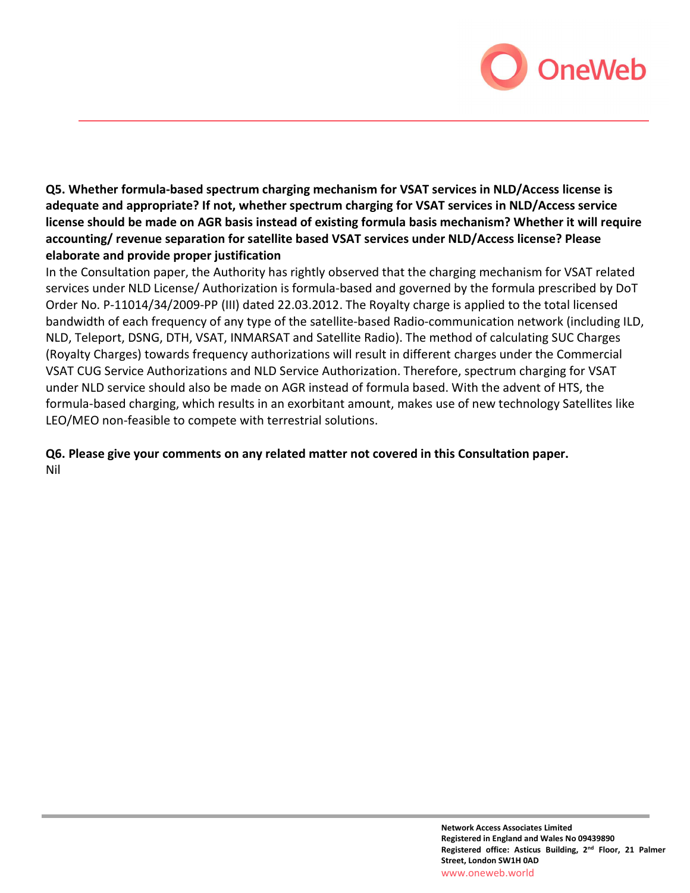**Q5. Whether formula-based spectrum charging mechanism for VSAT services in NLD/Access license is adequate and appropriate? If not, whether spectrum charging for VSAT services in NLD/Access service license should be made on AGR basis instead of existing formula basis mechanism? Whether it will require accounting/ revenue separation for satellite based VSAT services under NLD/Access license? Please elaborate and provide proper justification**

In the Consultation paper, the Authority has rightly observed that the charging mechanism for VSAT related services under NLD License/ Authorization is formula-based and governed by the formula prescribed by DoT Order No. P-11014/34/2009-PP (III) dated 22.03.2012. The Royalty charge is applied to the total licensed bandwidth of each frequency of any type of the satellite-based Radio-communication network (including ILD, NLD, Teleport, DSNG, DTH, VSAT, INMARSAT and Satellite Radio). The method of calculating SUC Charges (Royalty Charges) towards frequency authorizations will result in different charges under the Commercial VSAT CUG Service Authorizations and NLD Service Authorization. Therefore, spectrum charging for VSAT under NLD service should also be made on AGR instead of formula based. With the advent of HTS, the formula-based charging, which results in an exorbitant amount, makes use of new technology Satellites like LEO/MEO non-feasible to compete with terrestrial solutions.

**Q6. Please give your comments on any related matter not covered in this Consultation paper.**

Nil